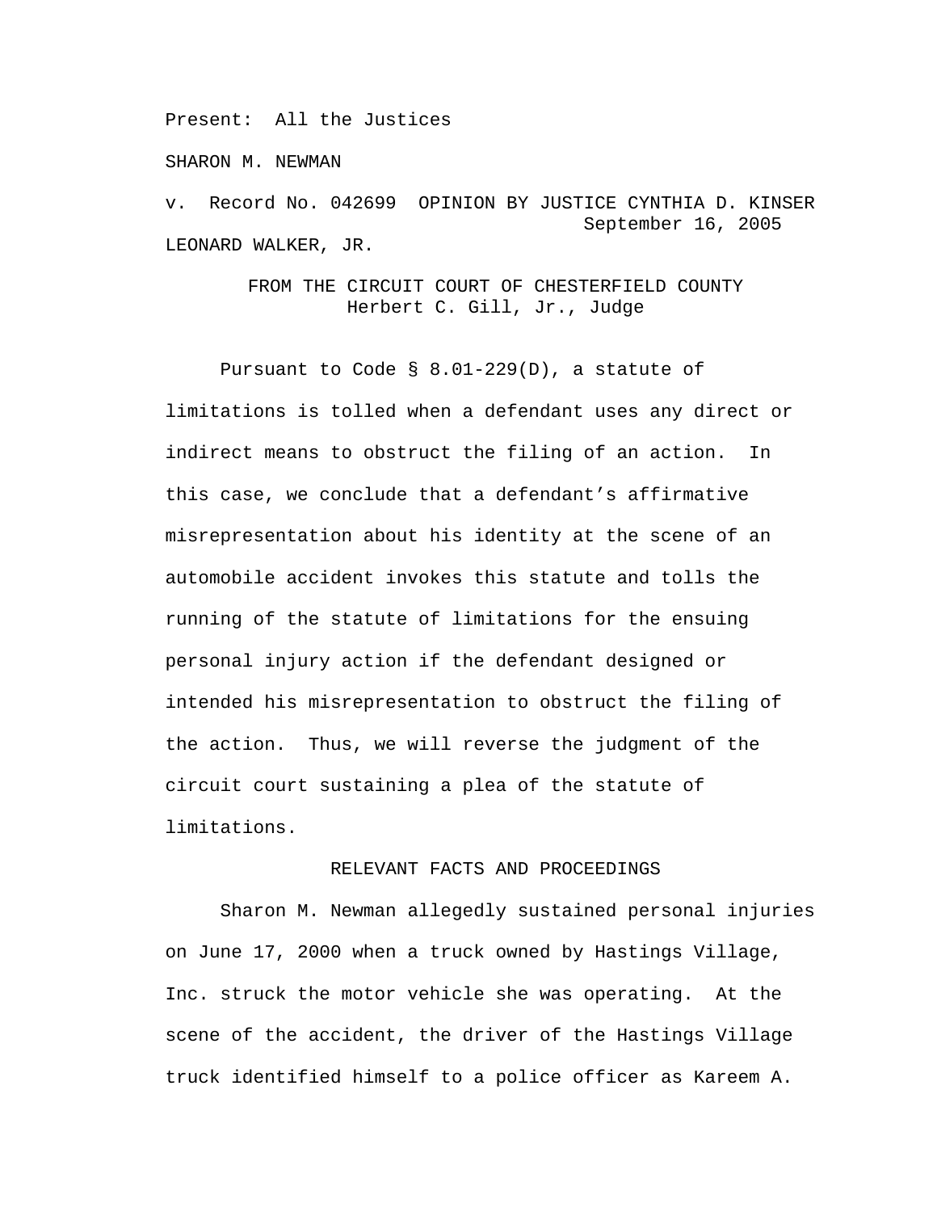Present: All the Justices

SHARON M. NEWMAN

v. Record No. 042699 OPINION BY JUSTICE CYNTHIA D. KINSER
September 16, 2005

LEONARD WALKER, JR.

FROM THE CIRCUIT COURT OF CHESTERFIELD COUNTY
Herbert C. Gill, Jr., Judge

Pursuant to Code § 8.01-229(D), a statute of limitations is tolled when a defendant uses any direct or indirect means to obstruct the filing of an action. In this case, we conclude that a defendant's affirmative misrepresentation about his identity at the scene of an automobile accident invokes this statute and tolls the running of the statute of limitations for the ensuing personal injury action if the defendant designed or intended his misrepresentation to obstruct the filing of the action. Thus, we will reverse the judgment of the circuit court sustaining a plea of the statute of limitations.

## RELEVANT FACTS AND PROCEEDINGS

Sharon M. Newman allegedly sustained personal injuries on June 17, 2000 when a truck owned by Hastings Village, Inc. struck the motor vehicle she was operating. At the scene of the accident, the driver of the Hastings Village truck identified himself to a police officer as Kareem A.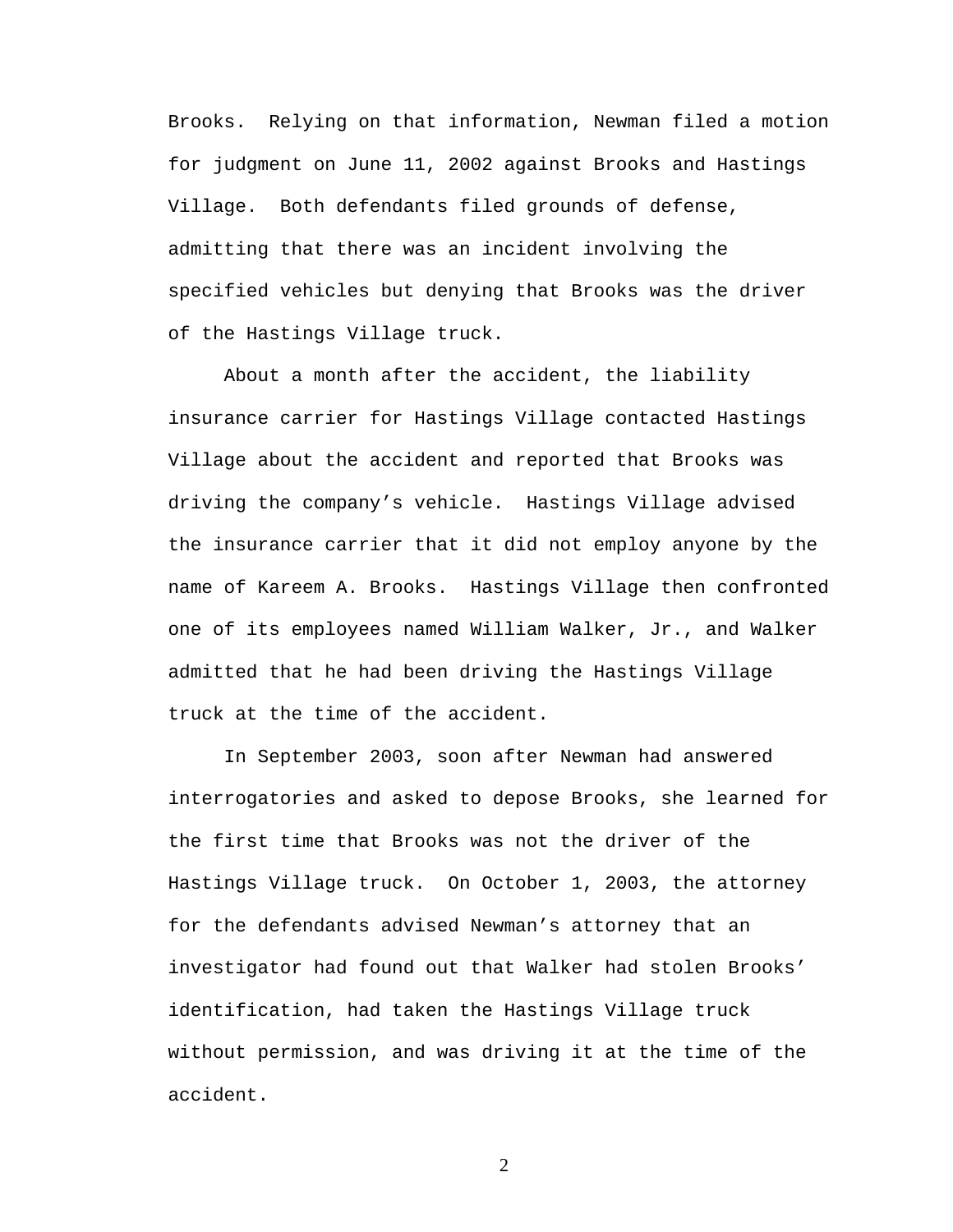Brooks. Relying on that information, Newman filed a motion for judgment on June 11, 2002 against Brooks and Hastings Village. Both defendants filed grounds of defense, admitting that there was an incident involving the specified vehicles but denying that Brooks was the driver of the Hastings Village truck.

About a month after the accident, the liability insurance carrier for Hastings Village contacted Hastings Village about the accident and reported that Brooks was driving the company's vehicle. Hastings Village advised the insurance carrier that it did not employ anyone by the name of Kareem A. Brooks. Hastings Village then confronted one of its employees named William Walker, Jr., and Walker admitted that he had been driving the Hastings Village truck at the time of the accident.

In September 2003, soon after Newman had answered interrogatories and asked to depose Brooks, she learned for the first time that Brooks was not the driver of the Hastings Village truck. On October 1, 2003, the attorney for the defendants advised Newman's attorney that an investigator had found out that Walker had stolen Brooks' identification, had taken the Hastings Village truck without permission, and was driving it at the time of the accident.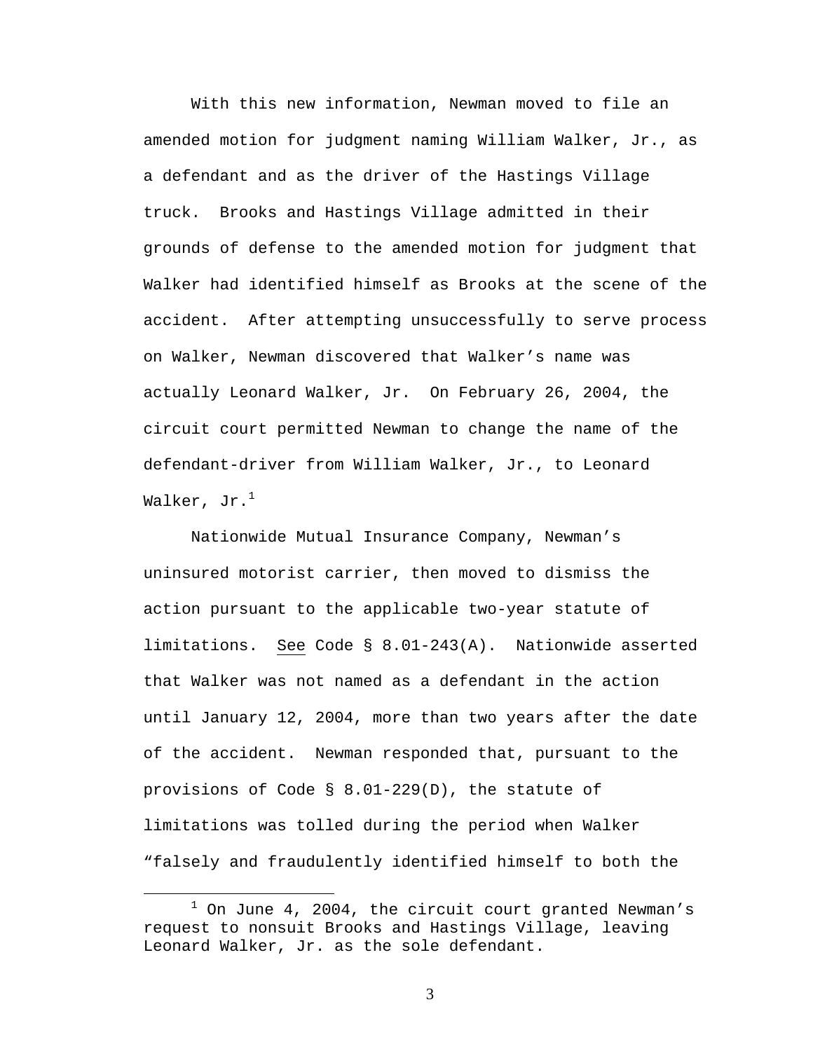With this new information, Newman moved to file an amended motion for judgment naming William Walker, Jr., as a defendant and as the driver of the Hastings Village truck. Brooks and Hastings Village admitted in their grounds of defense to the amended motion for judgment that Walker had identified himself as Brooks at the scene of the accident. After attempting unsuccessfully to serve process on Walker, Newman discovered that Walker's name was actually Leonard Walker, Jr. On February 26, 2004, the circuit court permitted Newman to change the name of the defendant-driver from William Walker, Jr., to Leonard Walker, Jr.[1]

Nationwide Mutual Insurance Company, Newman's uninsured motorist carrier, then moved to dismiss the action pursuant to the applicable two-year statute of limitations. See Code § 8.01-243(A). Nationwide asserted that Walker was not named as a defendant in the action until January 12, 2004, more than two years after the date of the accident. Newman responded that, pursuant to the provisions of Code § 8.01-229(D), the statute of limitations was tolled during the period when Walker "falsely and fraudulently identified himself to both the

---

[1] On June 4, 2004, the circuit court granted Newman's request to nonsuit Brooks and Hastings Village, leaving Leonard Walker, Jr. as the sole defendant.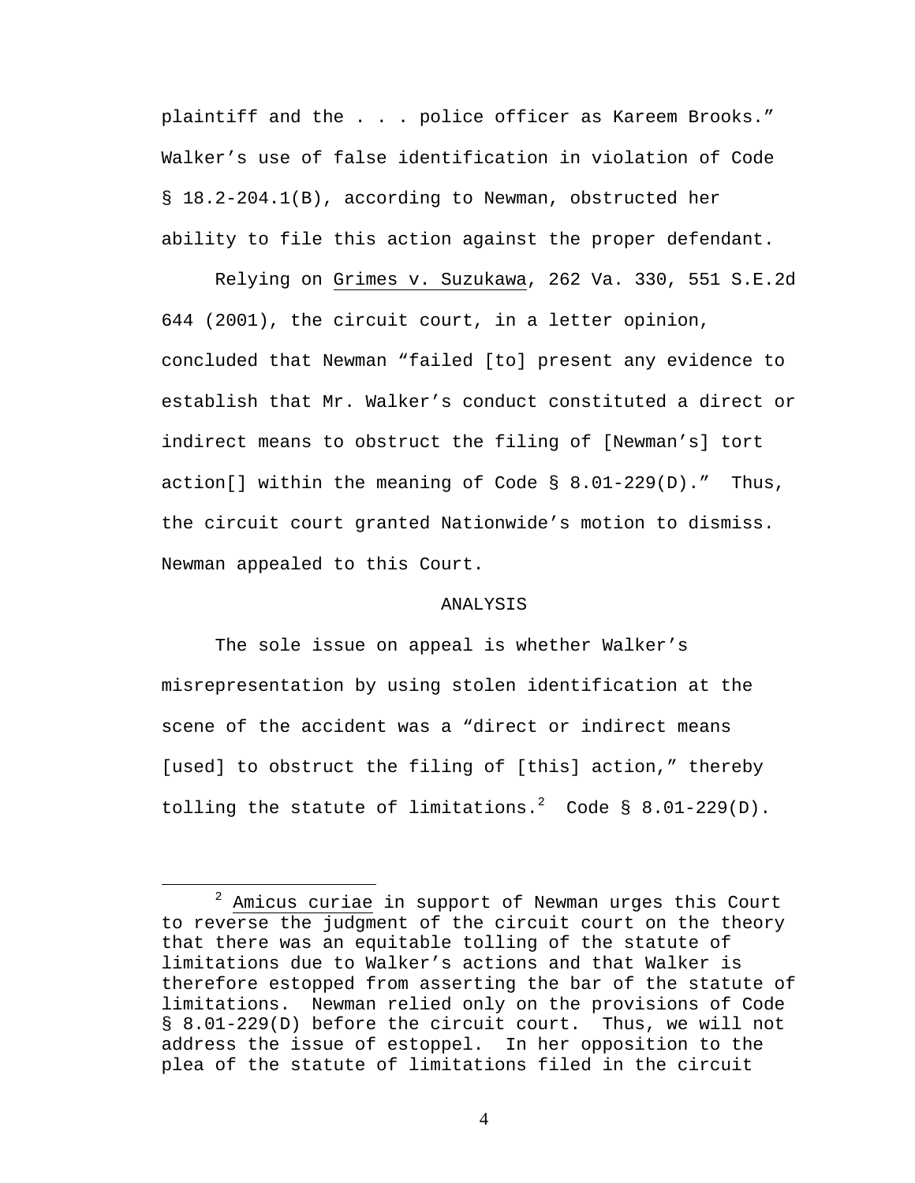plaintiff and the . . . police officer as Kareem Brooks." Walker's use of false identification in violation of Code § 18.2-204.1(B), according to Newman, obstructed her ability to file this action against the proper defendant.

Relying on Grimes v. Suzukawa, 262 Va. 330, 551 S.E.2d 644 (2001), the circuit court, in a letter opinion, concluded that Newman "failed [to] present any evidence to establish that Mr. Walker's conduct constituted a direct or indirect means to obstruct the filing of [Newman's] tort action[] within the meaning of Code § 8.01-229(D)." Thus, the circuit court granted Nationwide's motion to dismiss. Newman appealed to this Court.

## ANALYSIS

The sole issue on appeal is whether Walker's misrepresentation by using stolen identification at the scene of the accident was a "direct or indirect means [used] to obstruct the filing of [this] action," thereby tolling the statute of limitations.[2] Code § 8.01-229(D).

---

[2] *Amicus curiae* in support of Newman urges this Court to reverse the judgment of the circuit court on the theory that there was an equitable tolling of the statute of limitations due to Walker's actions and that Walker is therefore estopped from asserting the bar of the statute of limitations. Newman relied only on the provisions of Code § 8.01-229(D) before the circuit court. Thus, we will not address the issue of estoppel. In her opposition to the plea of the statute of limitations filed in the circuit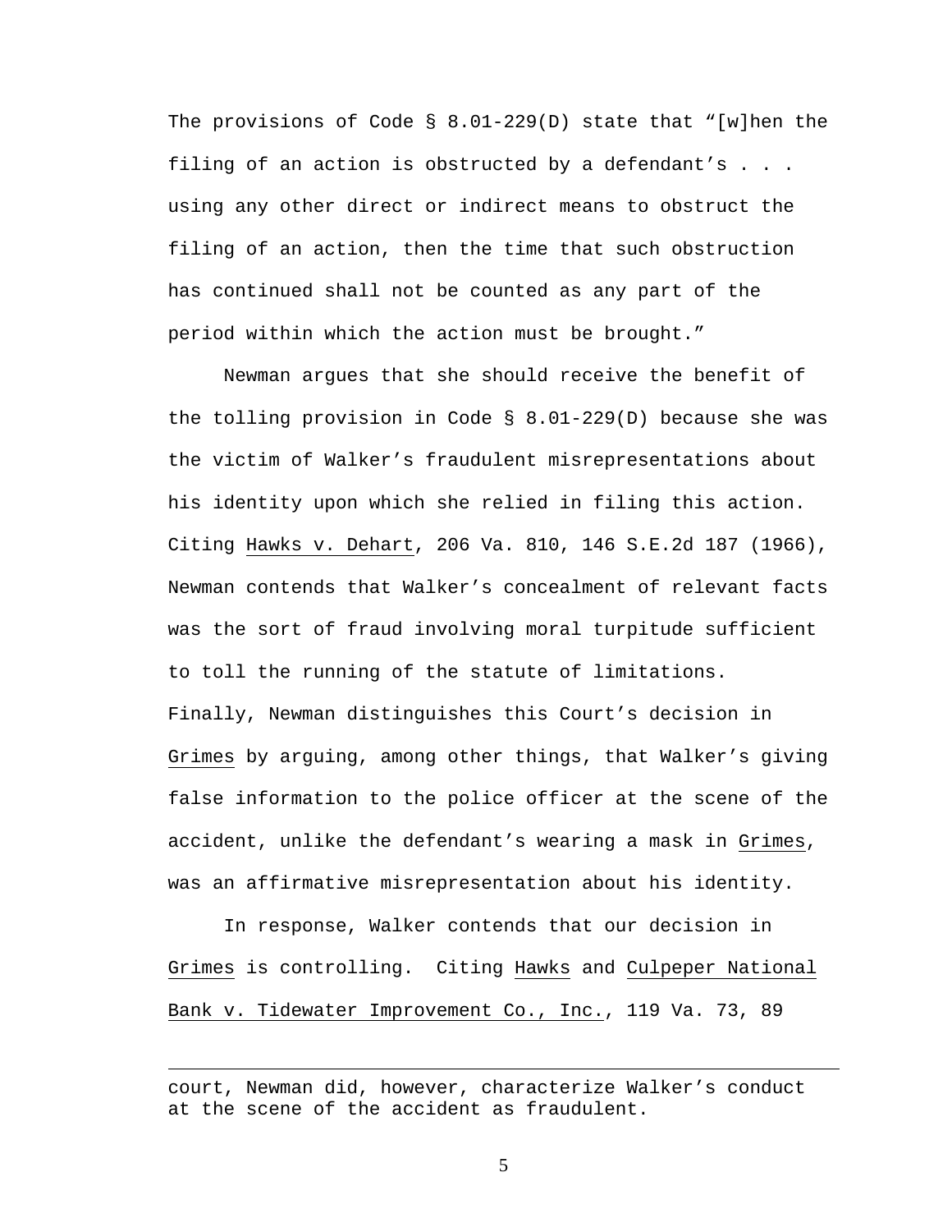The provisions of Code § 8.01-229(D) state that "[w]hen the filing of an action is obstructed by a defendant's . . . using any other direct or indirect means to obstruct the filing of an action, then the time that such obstruction has continued shall not be counted as any part of the period within which the action must be brought."

Newman argues that she should receive the benefit of the tolling provision in Code § 8.01-229(D) because she was the victim of Walker's fraudulent misrepresentations about his identity upon which she relied in filing this action. Citing Hawks v. Dehart, 206 Va. 810, 146 S.E.2d 187 (1966), Newman contends that Walker's concealment of relevant facts was the sort of fraud involving moral turpitude sufficient to toll the running of the statute of limitations. Finally, Newman distinguishes this Court's decision in Grimes by arguing, among other things, that Walker's giving false information to the police officer at the scene of the accident, unlike the defendant's wearing a mask in Grimes, was an affirmative misrepresentation about his identity.

In response, Walker contends that our decision in Grimes is controlling. Citing Hawks and Culpeper National Bank v. Tidewater Improvement Co., Inc., 119 Va. 73, 89

---

court, Newman did, however, characterize Walker's conduct at the scene of the accident as fraudulent.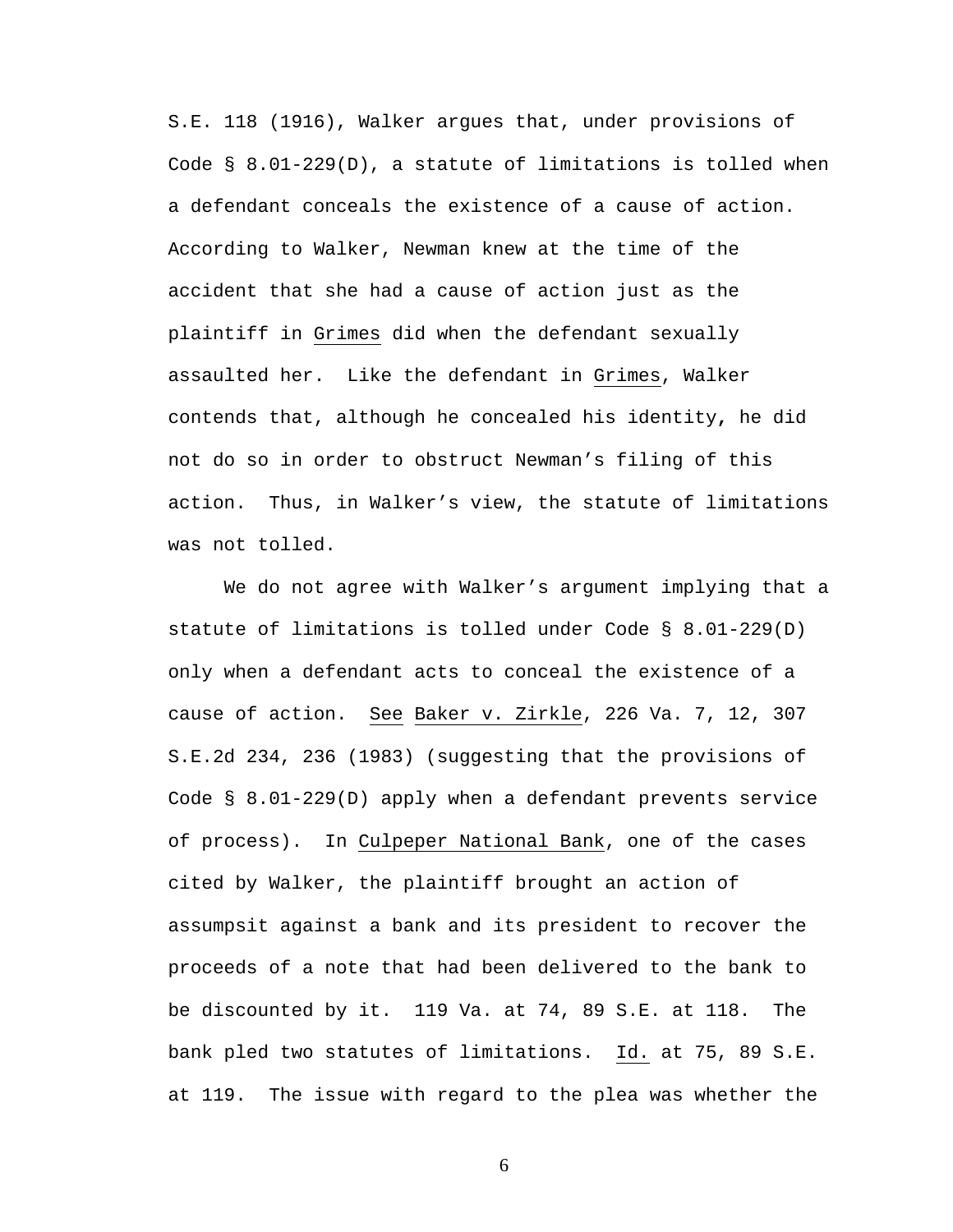S.E. 118 (1916), Walker argues that, under provisions of Code § 8.01-229(D), a statute of limitations is tolled when a defendant conceals the existence of a cause of action. According to Walker, Newman knew at the time of the accident that she had a cause of action just as the plaintiff in Grimes did when the defendant sexually assaulted her. Like the defendant in Grimes, Walker contends that, although he concealed his identity, he did not do so in order to obstruct Newman's filing of this action. Thus, in Walker's view, the statute of limitations was not tolled.

We do not agree with Walker's argument implying that a statute of limitations is tolled under Code § 8.01-229(D) only when a defendant acts to conceal the existence of a cause of action. See Baker v. Zirkle, 226 Va. 7, 12, 307 S.E.2d 234, 236 (1983) (suggesting that the provisions of Code § 8.01-229(D) apply when a defendant prevents service of process). In Culpeper National Bank, one of the cases cited by Walker, the plaintiff brought an action of assumpsit against a bank and its president to recover the proceeds of a note that had been delivered to the bank to be discounted by it. 119 Va. at 74, 89 S.E. at 118. The bank pled two statutes of limitations. Id. at 75, 89 S.E. at 119. The issue with regard to the plea was whether the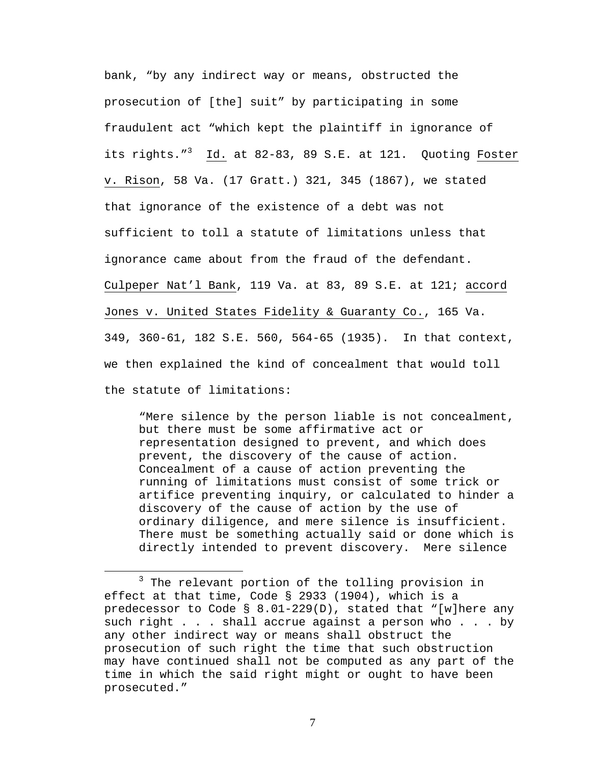bank, "by any indirect way or means, obstructed the prosecution of [the] suit" by participating in some fraudulent act "which kept the plaintiff in ignorance of its rights."[3] Id. at 82-83, 89 S.E. at 121. Quoting Foster v. Rison, 58 Va. (17 Gratt.) 321, 345 (1867), we stated that ignorance of the existence of a debt was not sufficient to toll a statute of limitations unless that ignorance came about from the fraud of the defendant. Culpeper Nat'l Bank, 119 Va. at 83, 89 S.E. at 121; accord Jones v. United States Fidelity & Guaranty Co., 165 Va. 349, 360-61, 182 S.E. 560, 564-65 (1935). In that context, we then explained the kind of concealment that would toll the statute of limitations:

> "Mere silence by the person liable is not concealment, but there must be some affirmative act or representation designed to prevent, and which does prevent, the discovery of the cause of action. Concealment of a cause of action preventing the running of limitations must consist of some trick or artifice preventing inquiry, or calculated to hinder a discovery of the cause of action by the use of ordinary diligence, and mere silence is insufficient. There must be something actually said or done which is directly intended to prevent discovery. Mere silence

---

[3] The relevant portion of the tolling provision in effect at that time, Code § 2933 (1904), which is a predecessor to Code § 8.01-229(D), stated that "[w]here any such right . . . . shall accrue against a person who . . . by any other indirect way or means shall obstruct the prosecution of such right the time that such obstruction may have continued shall not be computed as any part of the time in which the said right might or ought to have been prosecuted."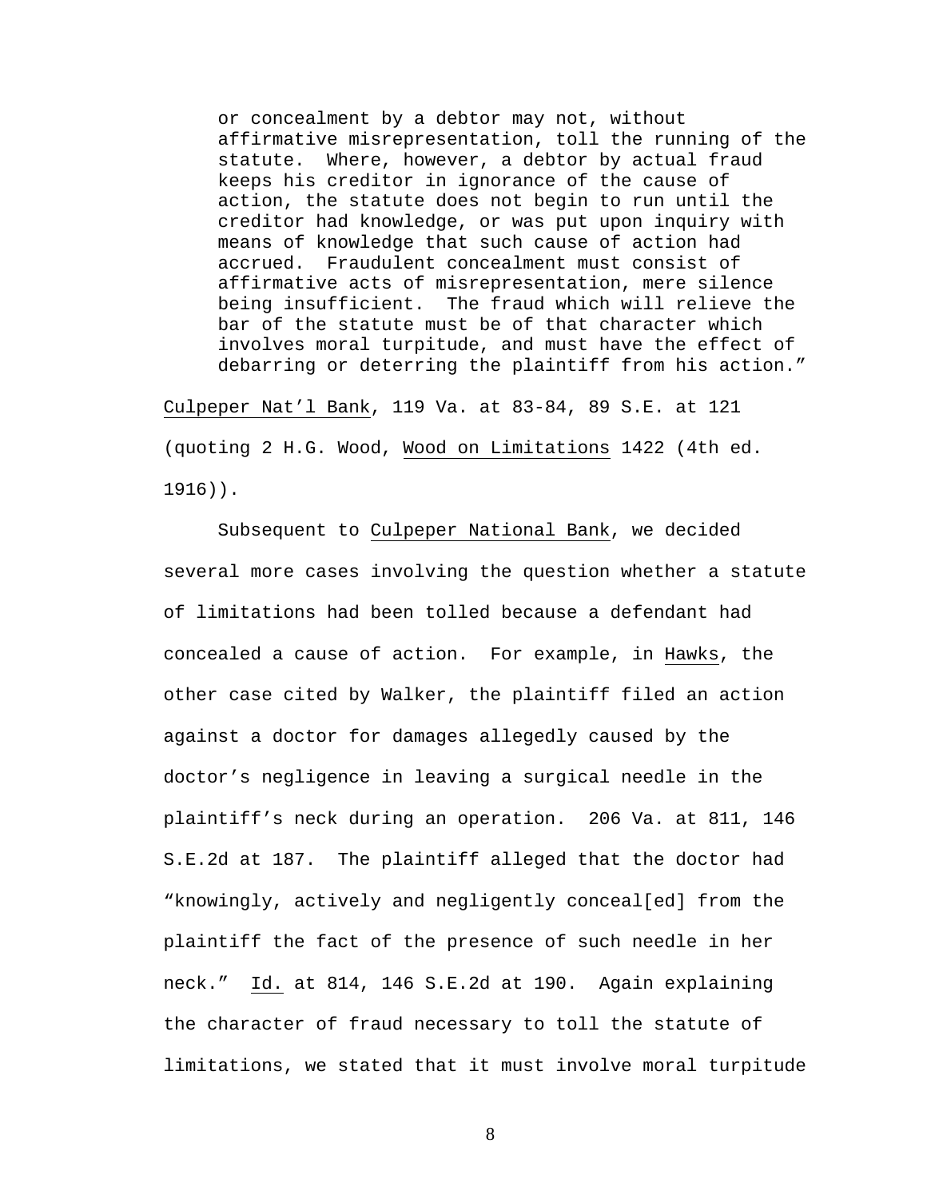> or concealment by a debtor may not, without affirmative misrepresentation, toll the running of the statute. Where, however, a debtor by actual fraud keeps his creditor in ignorance of the cause of action, the statute does not begin to run until the creditor had knowledge, or was put upon inquiry with means of knowledge that such cause of action had accrued. Fraudulent concealment must consist of affirmative acts of misrepresentation, mere silence being insufficient. The fraud which will relieve the bar of the statute must be of that character which involves moral turpitude, and must have the effect of debarring or deterring the plaintiff from his action."

Culpeper Nat'l Bank, 119 Va. at 83-84, 89 S.E. at 121 (quoting 2 H.G. Wood, Wood on Limitations 1422 (4th ed. 1916)).

Subsequent to Culpeper National Bank, we decided several more cases involving the question whether a statute of limitations had been tolled because a defendant had concealed a cause of action. For example, in Hawks, the other case cited by Walker, the plaintiff filed an action against a doctor for damages allegedly caused by the doctor's negligence in leaving a surgical needle in the plaintiff's neck during an operation. 206 Va. at 811, 146 S.E.2d at 187. The plaintiff alleged that the doctor had "knowingly, actively and negligently conceal[ed] from the plaintiff the fact of the presence of such needle in her neck." Id. at 814, 146 S.E.2d at 190. Again explaining the character of fraud necessary to toll the statute of limitations, we stated that it must involve moral turpitude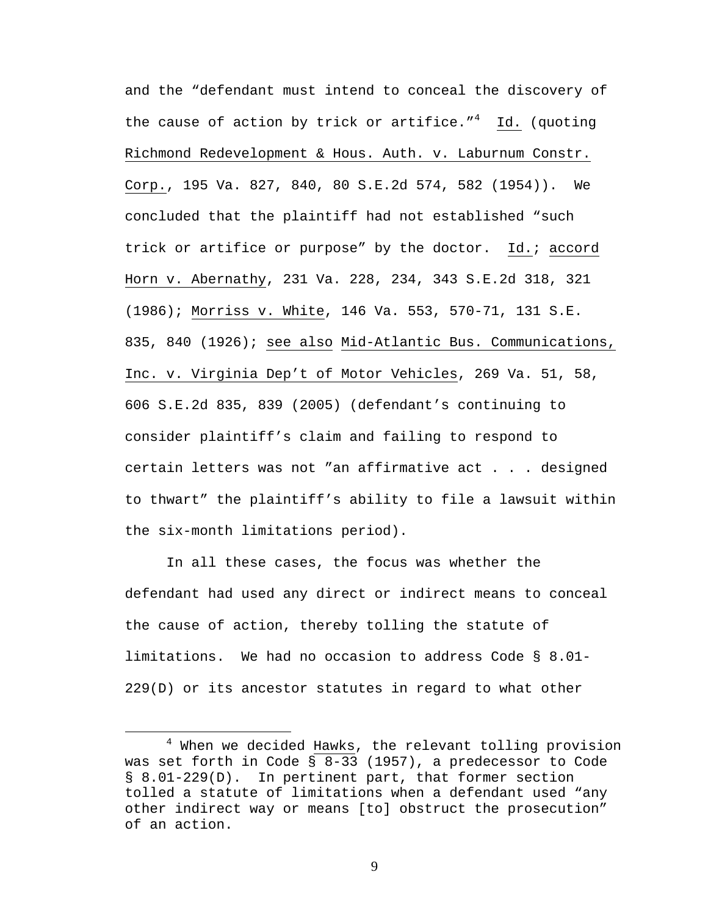and the "defendant must intend to conceal the discovery of the cause of action by trick or artifice."[4] Id. (quoting Richmond Redevelopment & Hous. Auth. v. Laburnum Constr. Corp., 195 Va. 827, 840, 80 S.E.2d 574, 582 (1954)). We concluded that the plaintiff had not established "such trick or artifice or purpose" by the doctor. Id.; accord Horn v. Abernathy, 231 Va. 228, 234, 343 S.E.2d 318, 321 (1986); Morriss v. White, 146 Va. 553, 570-71, 131 S.E. 835, 840 (1926); see also Mid-Atlantic Bus. Communications, Inc. v. Virginia Dep't of Motor Vehicles, 269 Va. 51, 58, 606 S.E.2d 835, 839 (2005) (defendant's continuing to consider plaintiff's claim and failing to respond to certain letters was not "an affirmative act . . . designed to thwart" the plaintiff's ability to file a lawsuit within the six-month limitations period).

In all these cases, the focus was whether the defendant had used any direct or indirect means to conceal the cause of action, thereby tolling the statute of limitations. We had no occasion to address Code § 8.01-229(D) or its ancestor statutes in regard to what other

[4] When we decided Hawks, the relevant tolling provision was set forth in Code § 8-33 (1957), a predecessor to Code § 8.01-229(D). In pertinent part, that former section tolled a statute of limitations when a defendant used "any other indirect way or means [to] obstruct the prosecution" of an action.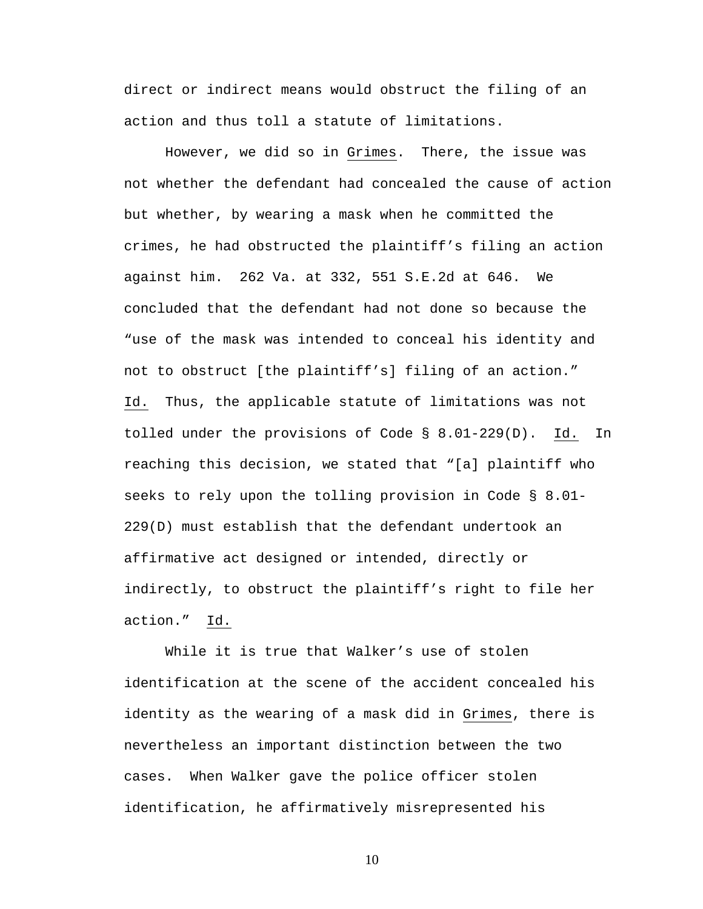direct or indirect means would obstruct the filing of an action and thus toll a statute of limitations.

However, we did so in Grimes. There, the issue was not whether the defendant had concealed the cause of action but whether, by wearing a mask when he committed the crimes, he had obstructed the plaintiff's filing an action against him. 262 Va. at 332, 551 S.E.2d at 646. We concluded that the defendant had not done so because the "use of the mask was intended to conceal his identity and not to obstruct [the plaintiff's] filing of an action." Id. Thus, the applicable statute of limitations was not tolled under the provisions of Code § 8.01-229(D). Id. In reaching this decision, we stated that "[a] plaintiff who seeks to rely upon the tolling provision in Code § 8.01-229(D) must establish that the defendant undertook an affirmative act designed or intended, directly or indirectly, to obstruct the plaintiff's right to file her action." Id.

While it is true that Walker's use of stolen identification at the scene of the accident concealed his identity as the wearing of a mask did in Grimes, there is nevertheless an important distinction between the two cases. When Walker gave the police officer stolen identification, he affirmatively misrepresented his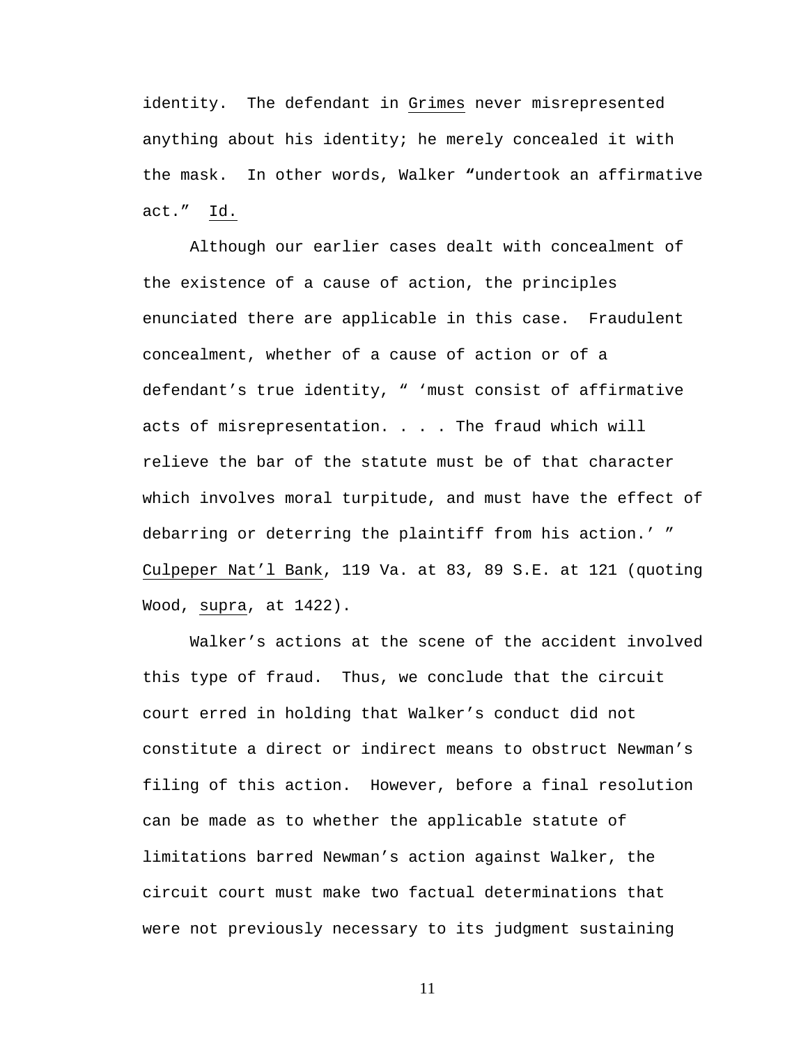identity. The defendant in Grimes never misrepresented anything about his identity; he merely concealed it with the mask. In other words, Walker "undertook an affirmative act." Id.

Although our earlier cases dealt with concealment of the existence of a cause of action, the principles enunciated there are applicable in this case. Fraudulent concealment, whether of a cause of action or of a defendant's true identity, " 'must consist of affirmative acts of misrepresentation. . . . The fraud which will relieve the bar of the statute must be of that character which involves moral turpitude, and must have the effect of debarring or deterring the plaintiff from his action.' " Culpeper Nat'l Bank, 119 Va. at 83, 89 S.E. at 121 (quoting Wood, supra, at 1422).

Walker's actions at the scene of the accident involved this type of fraud. Thus, we conclude that the circuit court erred in holding that Walker's conduct did not constitute a direct or indirect means to obstruct Newman's filing of this action. However, before a final resolution can be made as to whether the applicable statute of limitations barred Newman's action against Walker, the circuit court must make two factual determinations that were not previously necessary to its judgment sustaining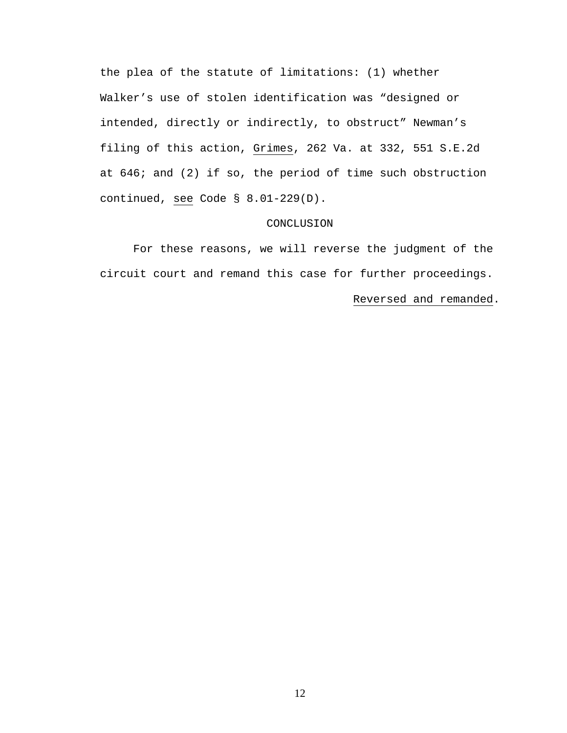the plea of the statute of limitations: (1) whether Walker’s use of stolen identification was “designed or intended, directly or indirectly, to obstruct” Newman’s filing of this action, _Grimes_, 262 Va. at 332, 551 S.E.2d at 646; and (2) if so, the period of time such obstruction continued, _see_ Code § 8.01-229(D).

## CONCLUSION

For these reasons, we will reverse the judgment of the circuit court and remand this case for further proceedings.

_Reversed and remanded_.